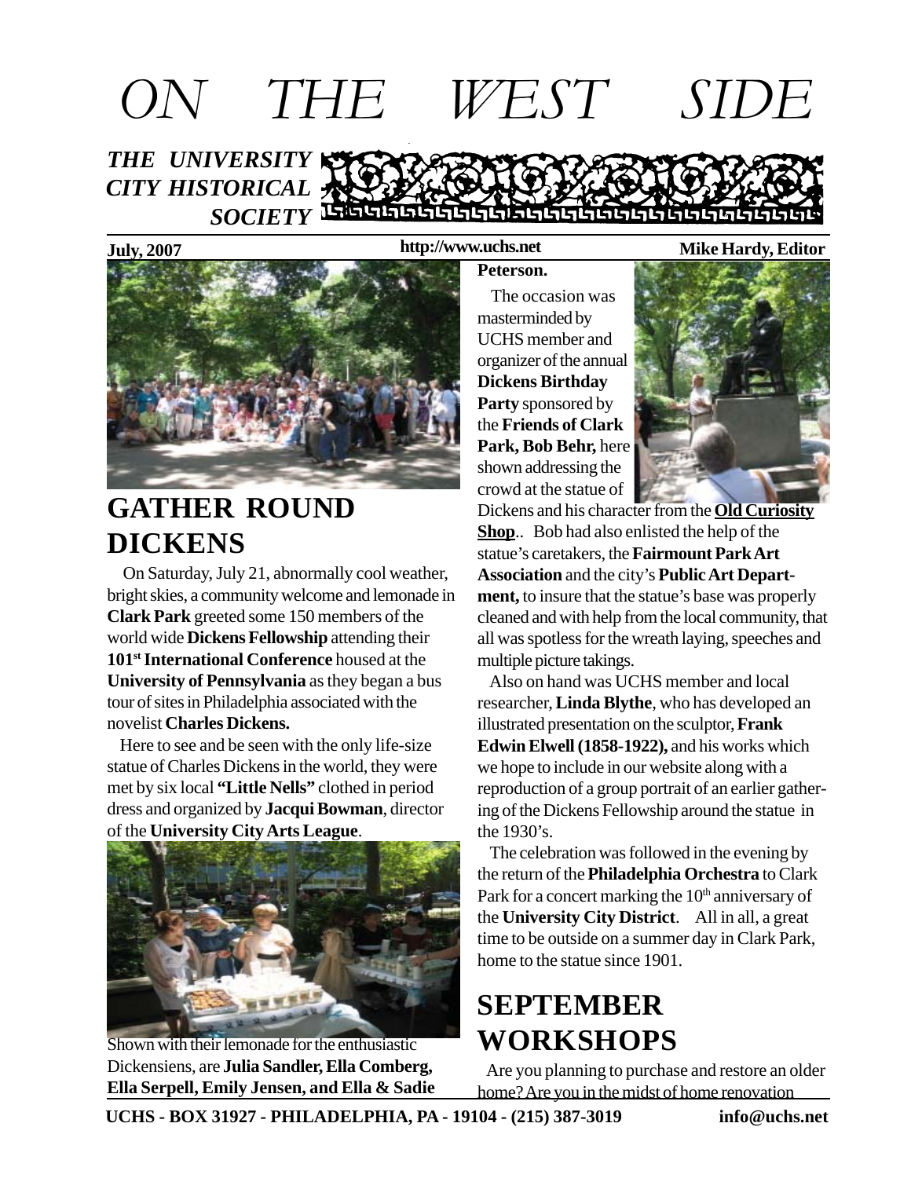# ON THE WEST SIDE

***THE UNIVERSITY CITY HISTORICAL SOCIETY***

**July, 2007** **http://www.uchs.net** **Mike Hardy, Editor**

## GATHER ROUND DICKENS

On Saturday, July 21, abnormally cool weather, bright skies, a community welcome and lemonade in **Clark Park** greeted some 150 members of the world wide **Dickens Fellowship** attending their **101st International Conference** housed at the **University of Pennsylvania** as they began a bus tour of sites in Philadelphia associated with the novelist **Charles Dickens.**

Here to see and be seen with the only life-size statue of Charles Dickens in the world, they were met by six local **"Little Nells"** clothed in period dress and organized by **Jacqui Bowman**, director of the **University City Arts League**.

Shown with their lemonade for the enthusiastic Dickensiens, are **Julia Sandler, Ella Comberg, Ella Serpell, Emily Jensen, and Ella & Sadie Peterson.**

The occasion was masterminded by UCHS member and organizer of the annual **Dickens Birthday Party** sponsored by the **Friends of Clark Park, Bob Behr,** here shown addressing the crowd at the statue of Dickens and his character from the **Old Curiosity Shop**.. Bob had also enlisted the help of the statue's caretakers, the **Fairmount Park Art Association** and the city's **Public Art Department,** to insure that the statue's base was properly cleaned and with help from the local community, that all was spotless for the wreath laying, speeches and multiple picture takings.

Also on hand was UCHS member and local researcher, **Linda Blythe**, who has developed an illustrated presentation on the sculptor, **Frank Edwin Elwell (1858-1922),** and his works which we hope to include in our website along with a reproduction of a group portrait of an earlier gathering of the Dickens Fellowship around the statue in the 1930's.

The celebration was followed in the evening by the return of the **Philadelphia Orchestra** to Clark Park for a concert marking the 10th anniversary of the **University City District**. All in all, a great time to be outside on a summer day in Clark Park, home to the statue since 1901.

## SEPTEMBER WORKSHOPS

Are you planning to purchase and restore an older home? Are you in the midst of home renovation

**UCHS - BOX 31927 - PHILADELPHIA, PA - 19104 - (215) 387-3019** **info@uchs.net**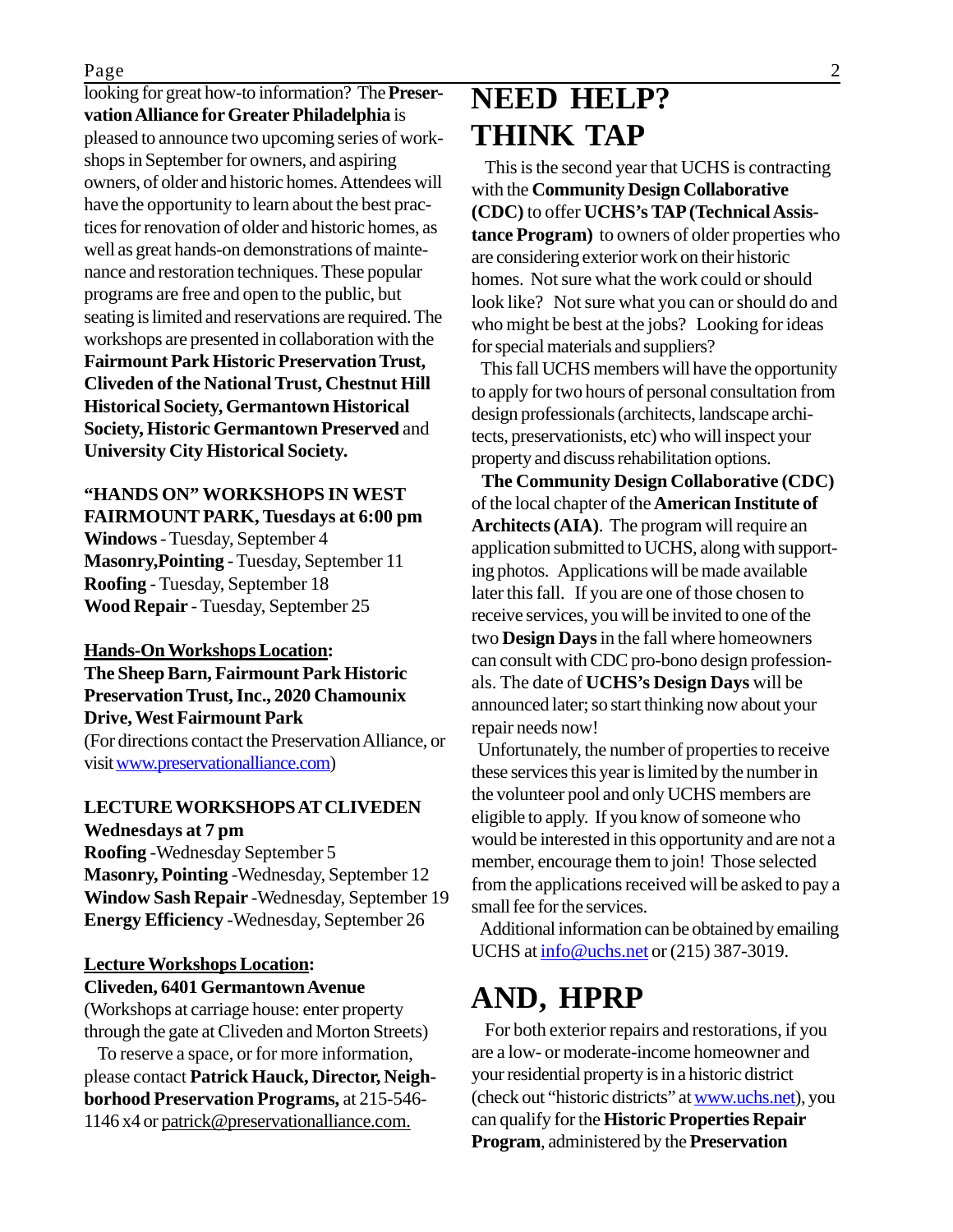looking for great how-to information? The **Preservation Alliance for Greater Philadelphia** is pleased to announce two upcoming series of workshops in September for owners, and aspiring owners, of older and historic homes. Attendees will have the opportunity to learn about the best practices for renovation of older and historic homes, as well as great hands-on demonstrations of maintenance and restoration techniques. These popular programs are free and open to the public, but seating is limited and reservations are required. The workshops are presented in collaboration with the **Fairmount Park Historic Preservation Trust, Cliveden of the National Trust, Chestnut Hill Historical Society, Germantown Historical Society, Historic Germantown Preserved** and **University City Historical Society.**

**"HANDS ON" WORKSHOPS IN WEST FAIRMOUNT PARK, Tuesdays at 6:00 pm**
**Windows** - Tuesday, September 4
**Masonry,Pointing** - Tuesday, September 11
**Roofing** - Tuesday, September 18
**Wood Repair** - Tuesday, September 25

**Hands-On Workshops Location:**
**The Sheep Barn, Fairmount Park Historic Preservation Trust, Inc., 2020 Chamounix Drive, West Fairmount Park**
(For directions contact the Preservation Alliance, or visit www.preservationalliance.com)

**LECTURE WORKSHOPS AT CLIVEDEN Wednesdays at 7 pm**
**Roofing** -Wednesday September 5
**Masonry, Pointing** -Wednesday, September 12
**Window Sash Repair** -Wednesday, September 19
**Energy Efficiency** -Wednesday, September 26

**Lecture Workshops Location:**
**Cliveden, 6401 Germantown Avenue**
(Workshops at carriage house: enter property through the gate at Cliveden and Morton Streets)

To reserve a space, or for more information, please contact **Patrick Hauck, Director, Neighborhood Preservation Programs,** at 215-546-1146 x4 or patrick@preservationalliance.com.

# NEED HELP? THINK TAP

This is the second year that UCHS is contracting with the **Community Design Collaborative (CDC)** to offer **UCHS's TAP (Technical Assistance Program)** to owners of older properties who are considering exterior work on their historic homes. Not sure what the work could or should look like? Not sure what you can or should do and who might be best at the jobs? Looking for ideas for special materials and suppliers?

This fall UCHS members will have the opportunity to apply for two hours of personal consultation from design professionals (architects, landscape architects, preservationists, etc) who will inspect your property and discuss rehabilitation options.

**The Community Design Collaborative (CDC)** of the local chapter of the **American Institute of Architects (AIA)**. The program will require an application submitted to UCHS, along with supporting photos. Applications will be made available later this fall. If you are one of those chosen to receive services, you will be invited to one of the two **Design Days** in the fall where homeowners can consult with CDC pro-bono design professionals. The date of **UCHS's Design Days** will be announced later; so start thinking now about your repair needs now!

Unfortunately, the number of properties to receive these services this year is limited by the number in the volunteer pool and only UCHS members are eligible to apply. If you know of someone who would be interested in this opportunity and are not a member, encourage them to join! Those selected from the applications received will be asked to pay a small fee for the services.

Additional information can be obtained by emailing UCHS at info@uchs.net or (215) 387-3019.

# AND, HPRP

For both exterior repairs and restorations, if you are a low- or moderate-income homeowner and your residential property is in a historic district (check out "historic districts" at www.uchs.net), you can qualify for the **Historic Properties Repair Program**, administered by the **Preservation**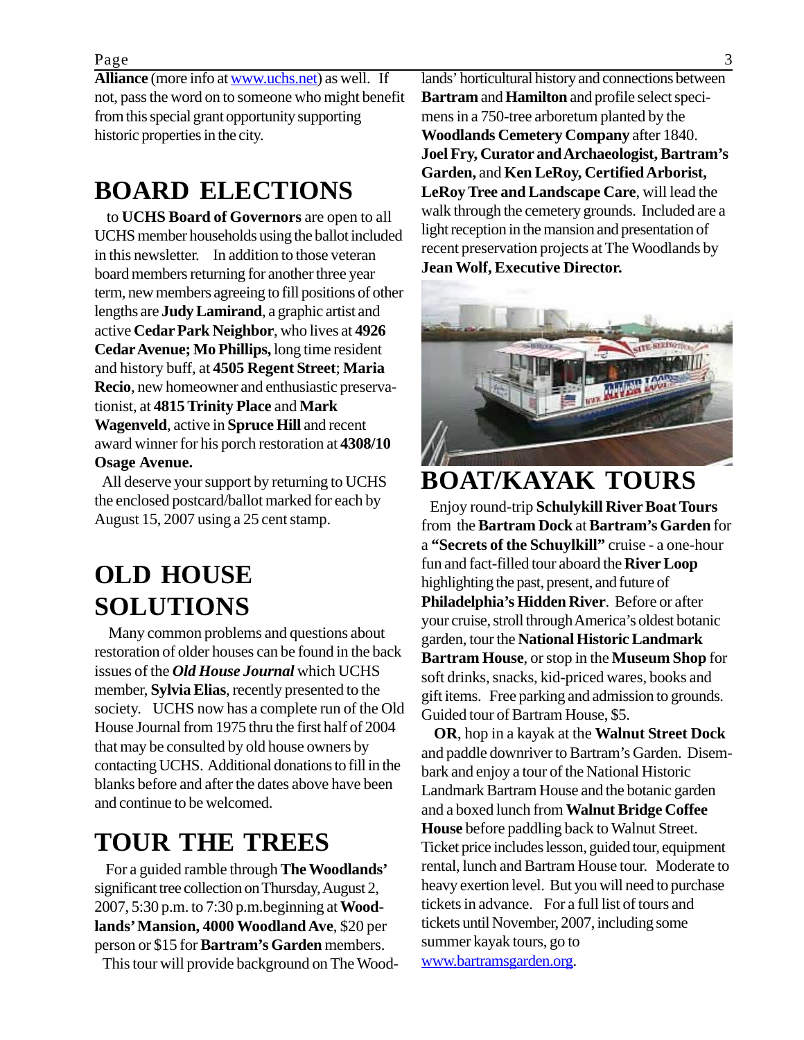**Alliance** (more info at [www.uchs.net](http://www.uchs.net)) as well. If not, pass the word on to someone who might benefit from this special grant opportunity supporting historic properties in the city.

## BOARD ELECTIONS

to **UCHS Board of Governors** are open to all UCHS member households using the ballot included in this newsletter. In addition to those veteran board members returning for another three year term, new members agreeing to fill positions of other lengths are **Judy Lamirand**, a graphic artist and active **Cedar Park Neighbor**, who lives at **4926 Cedar Avenue; Mo Phillips,** long time resident and history buff, at **4505 Regent Street**; **Maria Recio**, new homeowner and enthusiastic preservationist, at **4815 Trinity Place** and **Mark Wagenveld**, active in **Spruce Hill** and recent award winner for his porch restoration at **4308/10 Osage Avenue.**

All deserve your support by returning to UCHS the enclosed postcard/ballot marked for each by August 15, 2007 using a 25 cent stamp.

## OLD HOUSE SOLUTIONS

Many common problems and questions about restoration of older houses can be found in the back issues of the ***Old House Journal*** which UCHS member, **Sylvia Elias**, recently presented to the society. UCHS now has a complete run of the Old House Journal from 1975 thru the first half of 2004 that may be consulted by old house owners by contacting UCHS. Additional donations to fill in the blanks before and after the dates above have been and continue to be welcomed.

## TOUR THE TREES

For a guided ramble through **The Woodlands'** significant tree collection on Thursday, August 2, 2007, 5:30 p.m. to 7:30 p.m.beginning at **Woodlands' Mansion, 4000 Woodland Ave**, $20 per person or $15 for **Bartram's Garden** members.

This tour will provide background on The Woodlands' horticultural history and connections between **Bartram** and **Hamilton** and profile select specimens in a 750-tree arboretum planted by the **Woodlands Cemetery Company** after 1840. **Joel Fry, Curator and Archaeologist, Bartram's Garden,** and **Ken LeRoy, Certified Arborist, LeRoy Tree and Landscape Care**, will lead the walk through the cemetery grounds. Included are a light reception in the mansion and presentation of recent preservation projects at The Woodlands by **Jean Wolf, Executive Director.**

## BOAT/KAYAK TOURS

Enjoy round-trip **Schulykill River Boat Tours** from the **Bartram Dock** at **Bartram's Garden** for a **"Secrets of the Schuylkill"** cruise - a one-hour fun and fact-filled tour aboard the **River Loop** highlighting the past, present, and future of **Philadelphia's Hidden River**. Before or after your cruise, stroll through America's oldest botanic garden, tour the **National Historic Landmark Bartram House**, or stop in the **Museum Shop** for soft drinks, snacks, kid-priced wares, books and gift items. Free parking and admission to grounds. Guided tour of Bartram House, $5.

**OR**, hop in a kayak at the **Walnut Street Dock** and paddle downriver to Bartram's Garden. Disembark and enjoy a tour of the National Historic Landmark Bartram House and the botanic garden and a boxed lunch from **Walnut Bridge Coffee House** before paddling back to Walnut Street. Ticket price includes lesson, guided tour, equipment rental, lunch and Bartram House tour. Moderate to heavy exertion level. But you will need to purchase tickets in advance. For a full list of tours and tickets until November, 2007, including some summer kayak tours, go to [www.bartramsgarden.org](http://www.bartramsgarden.org).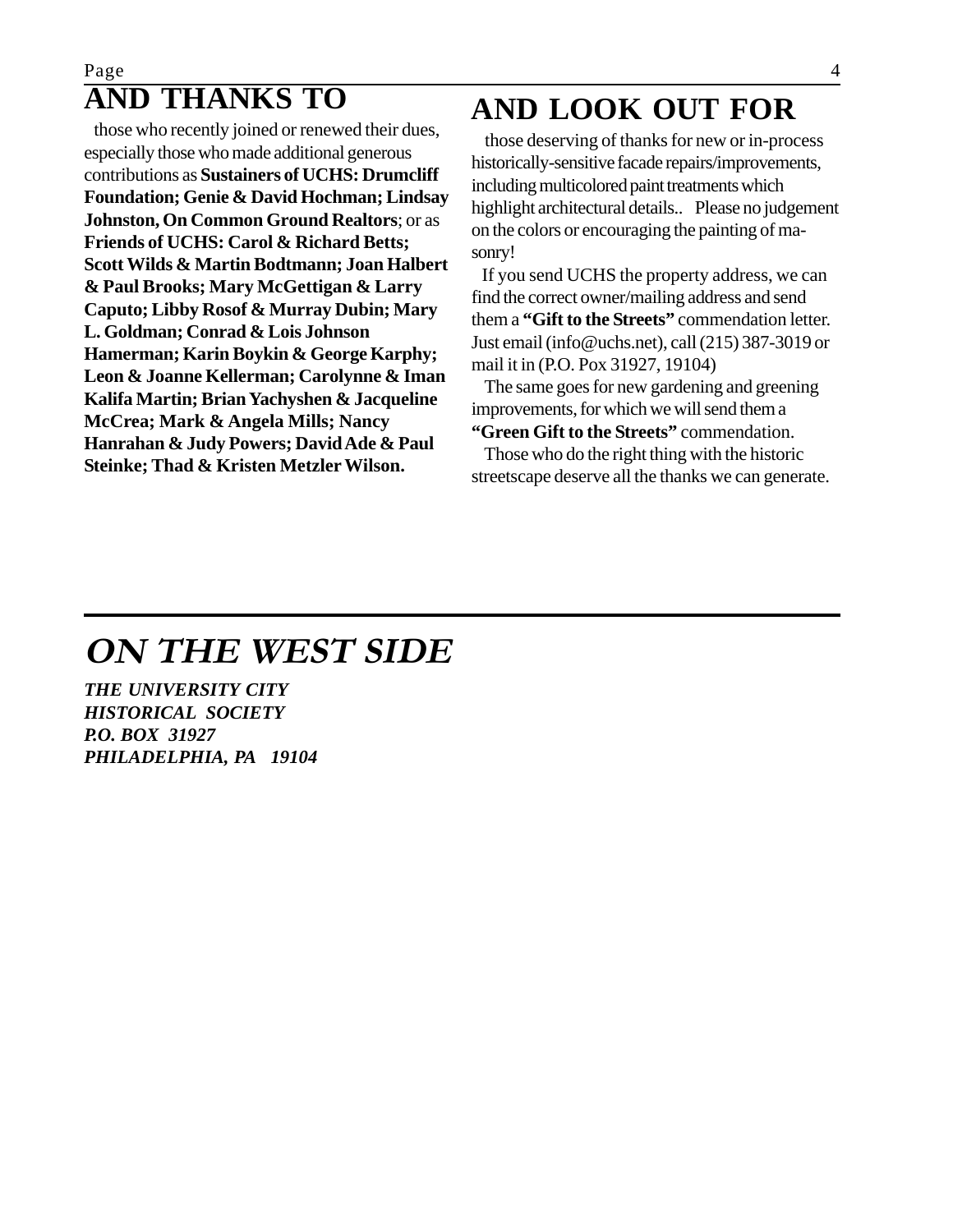## AND THANKS TO

those who recently joined or renewed their dues, especially those who made additional generous contributions as **Sustainers of UCHS: Drumcliff Foundation; Genie & David Hochman; Lindsay Johnston, On Common Ground Realtors**; or as **Friends of UCHS: Carol & Richard Betts; Scott Wilds & Martin Bodtmann; Joan Halbert & Paul Brooks; Mary McGettigan & Larry Caputo; Libby Rosof & Murray Dubin; Mary L. Goldman; Conrad & Lois Johnson Hamerman; Karin Boykin & George Karphy; Leon & Joanne Kellerman; Carolynne & Iman Kalifa Martin; Brian Yachyshen & Jacqueline McCrea; Mark & Angela Mills; Nancy Hanrahan & Judy Powers; David Ade & Paul Steinke; Thad & Kristen Metzler Wilson.**

## AND LOOK OUT FOR

those deserving of thanks for new or in-process historically-sensitive facade repairs/improvements, including multicolored paint treatments which highlight architectural details.. Please no judgement on the colors or encouraging the painting of masonry!

If you send UCHS the property address, we can find the correct owner/mailing address and send them a **"Gift to the Streets"** commendation letter. Just email (info@uchs.net), call (215) 387-3019 or mail it in (P.O. Pox 31927, 19104)

The same goes for new gardening and greening improvements, for which we will send them a **"Green Gift to the Streets"** commendation.

Those who do the right thing with the historic streetscape deserve all the thanks we can generate.

# *ON THE WEST SIDE*

***THE UNIVERSITY CITY***
***HISTORICAL SOCIETY***
***P.O. BOX 31927***
***PHILADELPHIA, PA 19104***